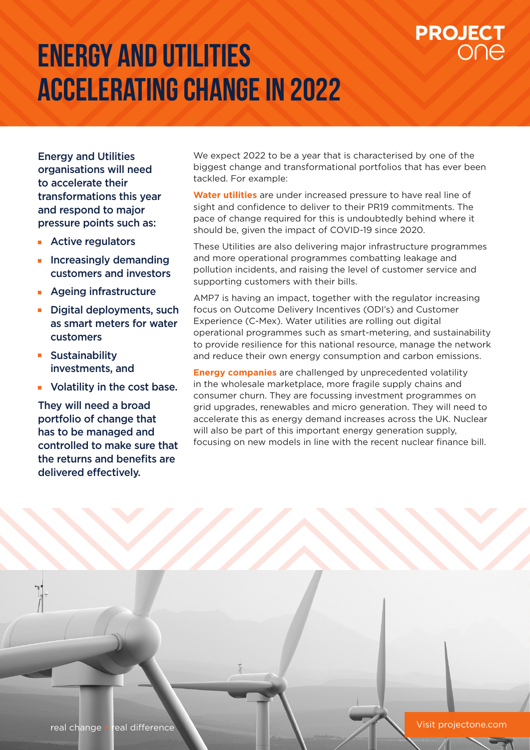PROJECT one

# ENERGY AND UTILITIES ACCELERATING CHANGE IN 2022

**Energy and Utilities organisations will need to accelerate their transformations this year and respond to major pressure points such as:**

- Active regulators
- Increasingly demanding customers and investors
- Ageing infrastructure
- Digital deployments, such as smart meters for water customers
- Sustainability investments, and
- Volatility in the cost base.

**They will need a broad portfolio of change that has to be managed and controlled to make sure that the returns and benefits are delivered effectively.**

We expect 2022 to be a year that is characterised by one of the biggest change and transformational portfolios that has ever been tackled. For example:

**Water utilities** are under increased pressure to have real line of sight and confidence to deliver to their PR19 commitments. The pace of change required for this is undoubtedly behind where it should be, given the impact of COVID-19 since 2020.

These Utilities are also delivering major infrastructure programmes and more operational programmes combatting leakage and pollution incidents, and raising the level of customer service and supporting customers with their bills.

AMP7 is having an impact, together with the regulator increasing focus on Outcome Delivery Incentives (ODI's) and Customer Experience (C-Mex). Water utilities are rolling out digital operational programmes such as smart-metering, and sustainability to provide resilience for this national resource, manage the network and reduce their own energy consumption and carbon emissions.

**Energy companies** are challenged by unprecedented volatility in the wholesale marketplace, more fragile supply chains and consumer churn. They are focussing investment programmes on grid upgrades, renewables and micro generation. They will need to accelerate this as energy demand increases across the UK. Nuclear will also be part of this important energy generation supply, focusing on new models in line with the recent nuclear finance bill.

real change • real difference

Visit projectone.com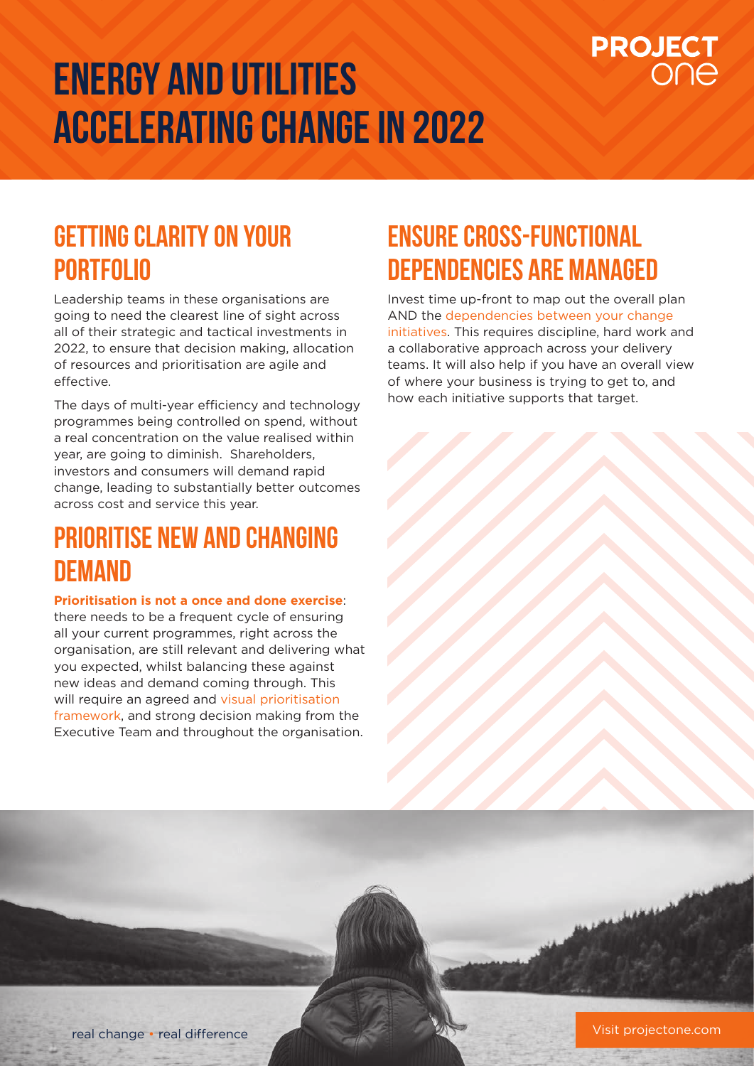# ENERGY AND UTILITIES ACCELERATING CHANGE IN 2022

PROJECT one

## GETTING CLARITY ON YOUR PORTFOLIO

Leadership teams in these organisations are going to need the clearest line of sight across all of their strategic and tactical investments in 2022, to ensure that decision making, allocation of resources and prioritisation are agile and effective.

The days of multi-year efficiency and technology programmes being controlled on spend, without a real concentration on the value realised within year, are going to diminish. Shareholders, investors and consumers will demand rapid change, leading to substantially better outcomes across cost and service this year.

## PRIORITISE NEW AND CHANGING DEMAND

**Prioritisation is not a once and done exercise**: there needs to be a frequent cycle of ensuring all your current programmes, right across the organisation, are still relevant and delivering what you expected, whilst balancing these against new ideas and demand coming through. This will require an agreed and visual prioritisation framework, and strong decision making from the Executive Team and throughout the organisation.

## ENSURE CROSS-FUNCTIONAL DEPENDENCIES ARE MANAGED

Invest time up-front to map out the overall plan AND the dependencies between your change initiatives. This requires discipline, hard work and a collaborative approach across your delivery teams. It will also help if you have an overall view of where your business is trying to get to, and how each initiative supports that target.

real change • real difference

Visit projectone.com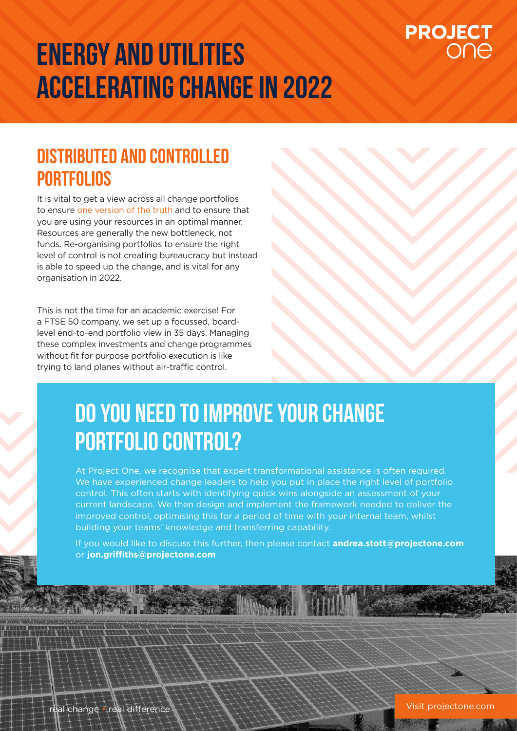# ENERGY AND UTILITIES ACCELERATING CHANGE IN 2022

PROJECT one

## DISTRIBUTED AND CONTROLLED PORTFOLIOS

It is vital to get a view across all change portfolios to ensure one version of the truth and to ensure that you are using your resources in an optimal manner. Resources are generally the new bottleneck, not funds. Re-organising portfolios to ensure the right level of control is not creating bureaucracy but instead is able to speed up the change, and is vital for any organisation in 2022.

This is not the time for an academic exercise! For a FTSE 50 company, we set up a focussed, board-level end-to-end portfolio view in 35 days. Managing these complex investments and change programmes without fit for purpose portfolio execution is like trying to land planes without air-traffic control.

## DO YOU NEED TO IMPROVE YOUR CHANGE PORTFOLIO CONTROL?

At Project One, we recognise that expert transformational assistance is often required. We have experienced change leaders to help you put in place the right level of portfolio control. This often starts with identifying quick wins alongside an assessment of your current landscape. We then design and implement the framework needed to deliver the improved control, optimising this for a period of time with your internal team, whilst building your teams' knowledge and transferring capability.

If you would like to discuss this further, then please contact **andrea.stott@projectone.com** or **jon.griffiths@projectone.com**

real change • real difference

Visit projectone.com